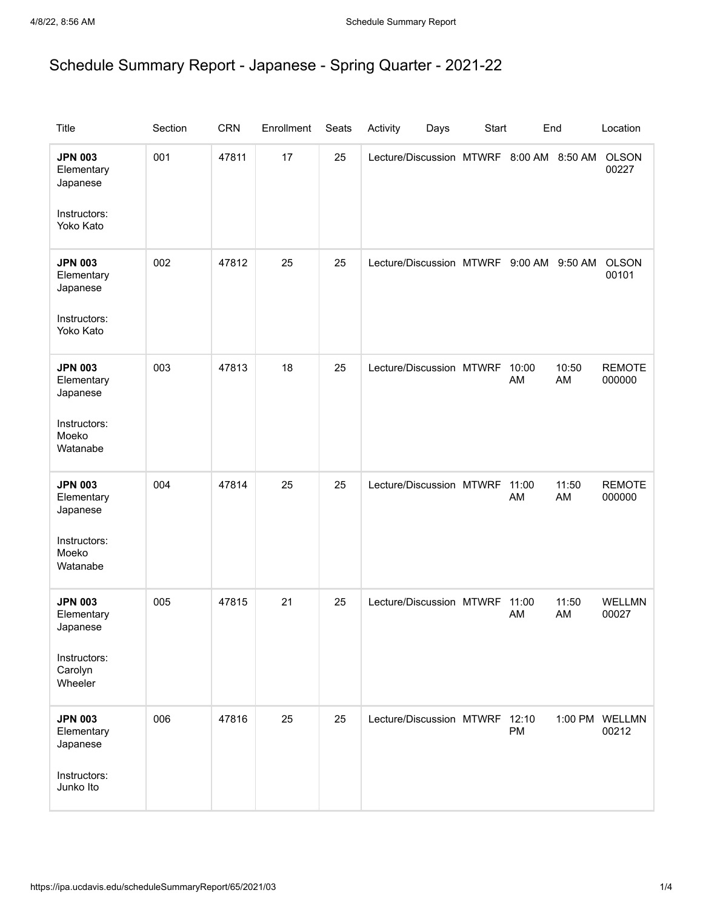# Schedule Summary Report - Japanese - Spring Quarter - 2021-22

| Title | Section | CRN | Enrollment | Seats | Activity | Days | Start | End | Location |
|---|---|---|---|---|---|---|---|---|---|
| **JPN 003** Elementary Japanese<br><br>Instructors: Yoko Kato | 001 | 47811 | 17 | 25 | Lecture/Discussion | MTWRF | 8:00 AM | 8:50 AM | OLSON 00227 |
| **JPN 003** Elementary Japanese<br><br>Instructors: Yoko Kato | 002 | 47812 | 25 | 25 | Lecture/Discussion | MTWRF | 9:00 AM | 9:50 AM | OLSON 00101 |
| **JPN 003** Elementary Japanese<br><br>Instructors: Moeko Watanabe | 003 | 47813 | 18 | 25 | Lecture/Discussion | MTWRF | 10:00 AM | 10:50 AM | REMOTE 000000 |
| **JPN 003** Elementary Japanese<br><br>Instructors: Moeko Watanabe | 004 | 47814 | 25 | 25 | Lecture/Discussion | MTWRF | 11:00 AM | 11:50 AM | REMOTE 000000 |
| **JPN 003** Elementary Japanese<br><br>Instructors: Carolyn Wheeler | 005 | 47815 | 21 | 25 | Lecture/Discussion | MTWRF | 11:00 AM | 11:50 AM | WELLMN 00027 |
| **JPN 003** Elementary Japanese<br><br>Instructors: Junko Ito | 006 | 47816 | 25 | 25 | Lecture/Discussion | MTWRF | 12:10 PM | 1:00 PM | WELLMN 00212 |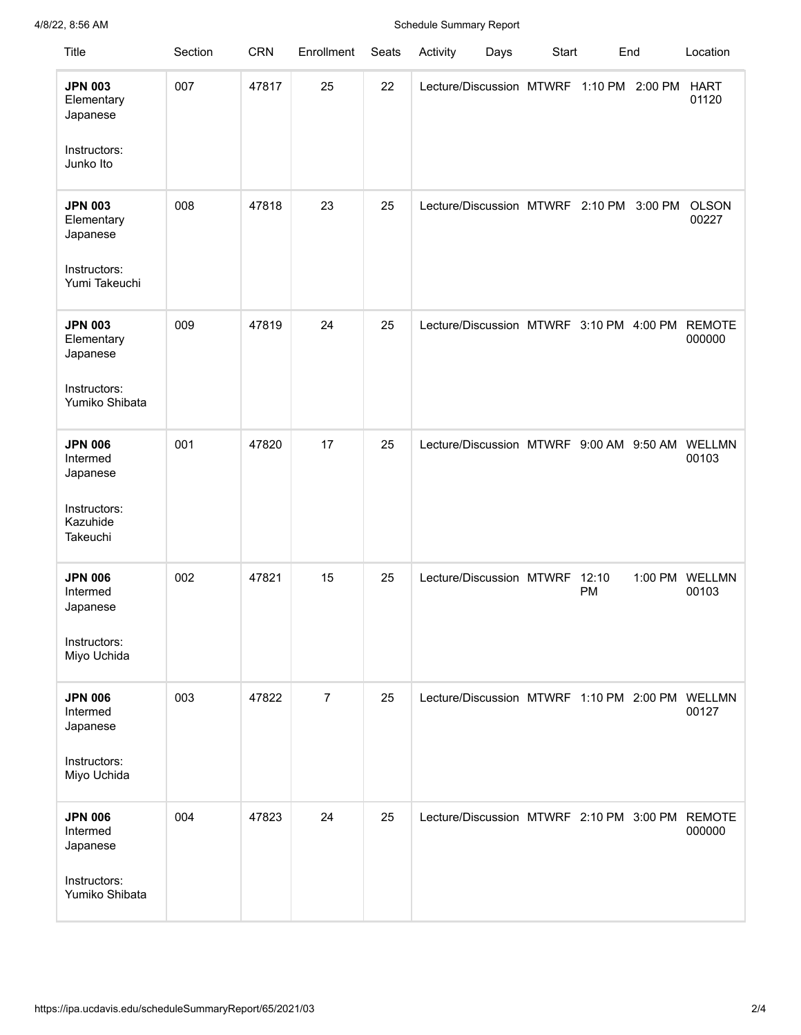| Title | Section | CRN | Enrollment | Seats | Activity | Days | Start | End | Location |
|---|---|---|---|---|---|---|---|---|---|
| **JPN 003** Elementary Japanese<br><br>Instructors: Junko Ito | 007 | 47817 | 25 | 22 | Lecture/Discussion | MTWRF | 1:10 PM | 2:00 PM | HART 01120 |
| **JPN 003** Elementary Japanese<br><br>Instructors: Yumi Takeuchi | 008 | 47818 | 23 | 25 | Lecture/Discussion | MTWRF | 2:10 PM | 3:00 PM | OLSON 00227 |
| **JPN 003** Elementary Japanese<br><br>Instructors: Yumiko Shibata | 009 | 47819 | 24 | 25 | Lecture/Discussion | MTWRF | 3:10 PM | 4:00 PM | REMOTE 000000 |
| **JPN 006** Intermed Japanese<br><br>Instructors: Kazuhide Takeuchi | 001 | 47820 | 17 | 25 | Lecture/Discussion | MTWRF | 9:00 AM | 9:50 AM | WELLMN 00103 |
| **JPN 006** Intermed Japanese<br><br>Instructors: Miyo Uchida | 002 | 47821 | 15 | 25 | Lecture/Discussion | MTWRF | 12:10 PM | 1:00 PM | WELLMN 00103 |
| **JPN 006** Intermed Japanese<br><br>Instructors: Miyo Uchida | 003 | 47822 | 7 | 25 | Lecture/Discussion | MTWRF | 1:10 PM | 2:00 PM | WELLMN 00127 |
| **JPN 006** Intermed Japanese<br><br>Instructors: Yumiko Shibata | 004 | 47823 | 24 | 25 | Lecture/Discussion | MTWRF | 2:10 PM | 3:00 PM | REMOTE 000000 |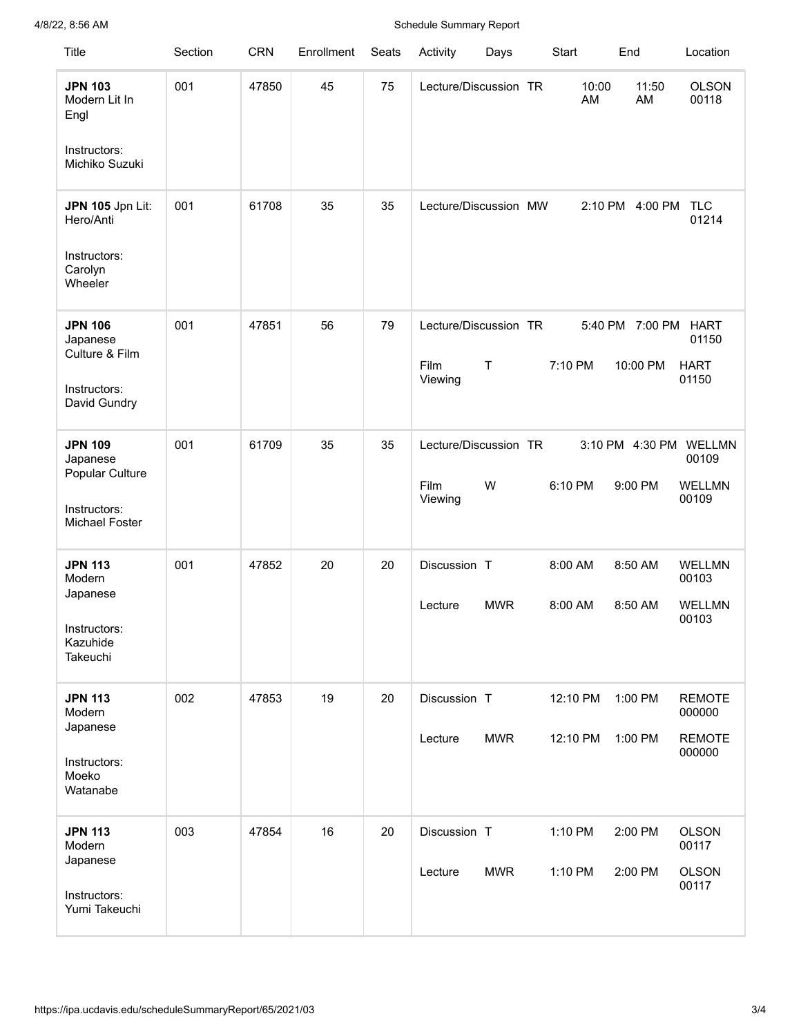| Title | Section | CRN | Enrollment | Seats | Activity | Days | Start | End | Location |
| --- | --- | --- | --- | --- | --- | --- | --- | --- | --- |
| **JPN 103** Modern Lit In Engl<br><br>Instructors: Michiko Suzuki | 001 | 47850 | 45 | 75 | Lecture/Discussion | TR | 10:00 AM | 11:50 AM | OLSON 00118 |
| **JPN 105** Jpn Lit: Hero/Anti<br><br>Instructors: Carolyn Wheeler | 001 | 61708 | 35 | 35 | Lecture/Discussion | MW | 2:10 PM | 4:00 PM | TLC 01214 |
| **JPN 106** Japanese Culture & Film<br><br>Instructors: David Gundry | 001 | 47851 | 56 | 79 | Lecture/Discussion<br><br>Film Viewing | TR<br><br>T | 5:40 PM<br><br>7:10 PM | 7:00 PM<br><br>10:00 PM | HART 01150<br><br>HART 01150 |
| **JPN 109** Japanese Popular Culture<br><br>Instructors: Michael Foster | 001 | 61709 | 35 | 35 | Lecture/Discussion<br><br>Film Viewing | TR<br><br>W | 3:10 PM<br><br>6:10 PM | 4:30 PM<br><br>9:00 PM | WELLMN 00109<br><br>WELLMN 00109 |
| **JPN 113** Modern Japanese<br><br>Instructors: Kazuhide Takeuchi | 001 | 47852 | 20 | 20 | Discussion<br><br>Lecture | T<br><br>MWR | 8:00 AM<br><br>8:00 AM | 8:50 AM<br><br>8:50 AM | WELLMN 00103<br><br>WELLMN 00103 |
| **JPN 113** Modern Japanese<br><br>Instructors: Moeko Watanabe | 002 | 47853 | 19 | 20 | Discussion<br><br>Lecture | T<br><br>MWR | 12:10 PM<br><br>12:10 PM | 1:00 PM<br><br>1:00 PM | REMOTE 000000<br><br>REMOTE 000000 |
| **JPN 113** Modern Japanese<br><br>Instructors: Yumi Takeuchi | 003 | 47854 | 16 | 20 | Discussion<br><br>Lecture | T<br><br>MWR | 1:10 PM<br><br>1:10 PM | 2:00 PM<br><br>2:00 PM | OLSON 00117<br><br>OLSON 00117 |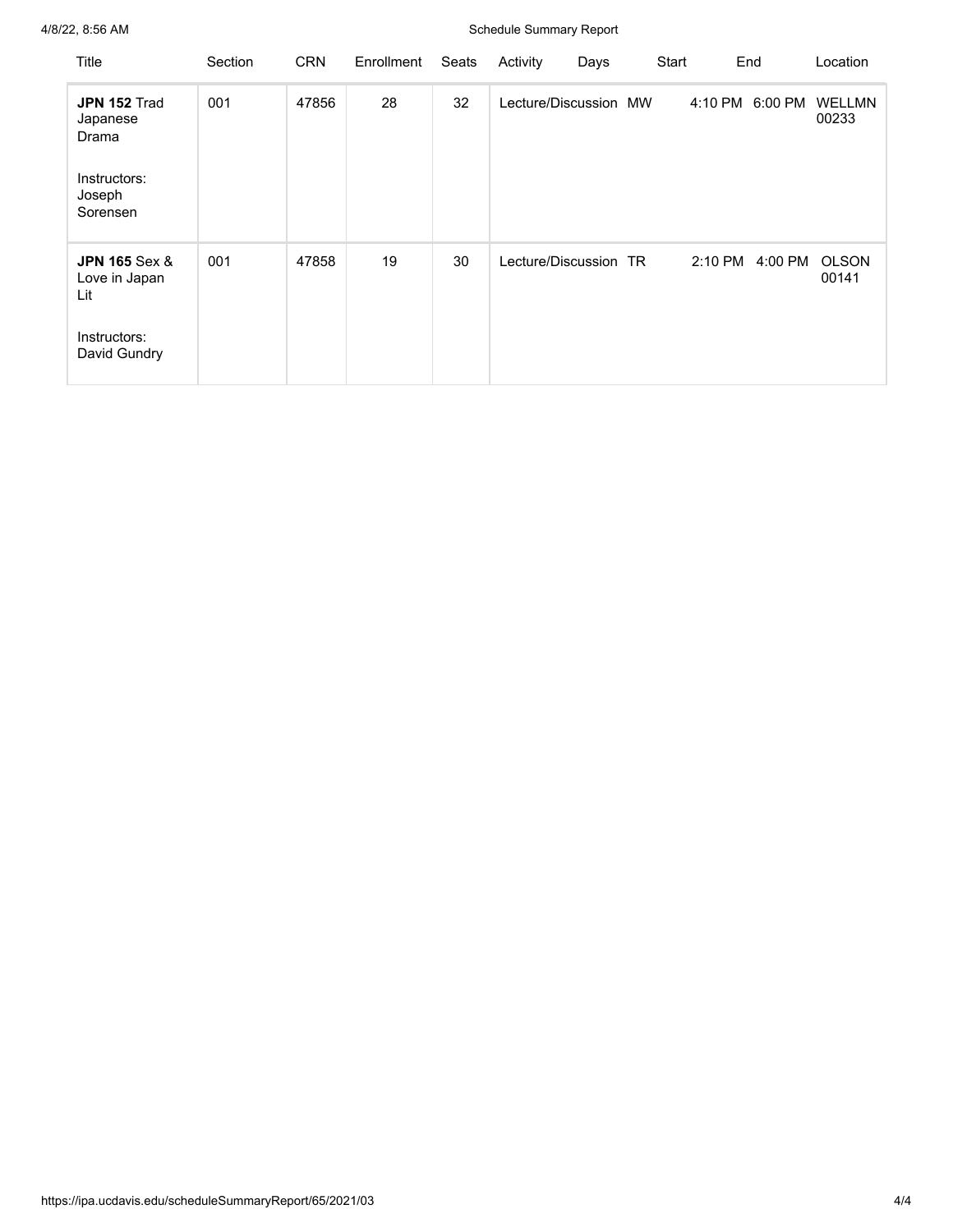| Title | Section | CRN | Enrollment | Seats | Activity | Days | Start | End | Location |
|---|---|---|---|---|---|---|---|---|---|
| **JPN 152** Trad Japanese Drama<br><br>Instructors: Joseph Sorensen | 001 | 47856 | 28 | 32 | Lecture/Discussion | MW | 4:10 PM | 6:00 PM | WELLMN 00233 |
| **JPN 165** Sex & Love in Japan Lit<br><br>Instructors: David Gundry | 001 | 47858 | 19 | 30 | Lecture/Discussion | TR | 2:10 PM | 4:00 PM | OLSON 00141 |